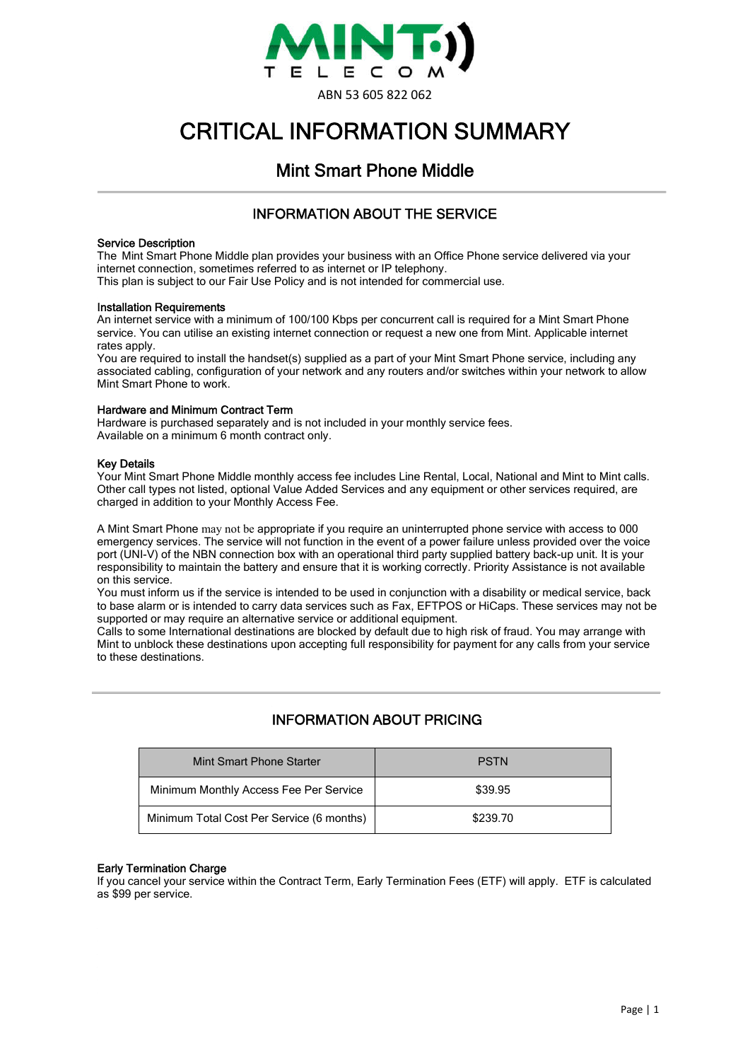MINT TELECOM

ABN 53 605 822 062

# CRITICAL INFORMATION SUMMARY

## Mint Smart Phone Middle

### INFORMATION ABOUT THE SERVICE

**Service Description**
The Mint Smart Phone Middle plan provides your business with an Office Phone service delivered via your internet connection, sometimes referred to as internet or IP telephony.
This plan is subject to our Fair Use Policy and is not intended for commercial use.

**Installation Requirements**
An internet service with a minimum of 100/100 Kbps per concurrent call is required for a Mint Smart Phone service. You can utilise an existing internet connection or request a new one from Mint. Applicable internet rates apply.
You are required to install the handset(s) supplied as a part of your Mint Smart Phone service, including any associated cabling, configuration of your network and any routers and/or switches within your network to allow Mint Smart Phone to work.

**Hardware and Minimum Contract Term**
Hardware is purchased separately and is not included in your monthly service fees.
Available on a minimum 6 month contract only.

**Key Details**
Your Mint Smart Phone Middle monthly access fee includes Line Rental, Local, National and Mint to Mint calls. Other call types not listed, optional Value Added Services and any equipment or other services required, are charged in addition to your Monthly Access Fee.

A Mint Smart Phone may not be appropriate if you require an uninterrupted phone service with access to 000 emergency services. The service will not function in the event of a power failure unless provided over the voice port (UNI-V) of the NBN connection box with an operational third party supplied battery back-up unit. It is your responsibility to maintain the battery and ensure that it is working correctly. Priority Assistance is not available on this service.
You must inform us if the service is intended to be used in conjunction with a disability or medical service, back to base alarm or is intended to carry data services such as Fax, EFTPOS or HiCaps. These services may not be supported or may require an alternative service or additional equipment.
Calls to some International destinations are blocked by default due to high risk of fraud. You may arrange with Mint to unblock these destinations upon accepting full responsibility for payment for any calls from your service to these destinations.

### INFORMATION ABOUT PRICING

| Mint Smart Phone Starter | PSTN |
| --- | --- |
| Minimum Monthly Access Fee Per Service | $39.95 |
| Minimum Total Cost Per Service (6 months) | $239.70 |

**Early Termination Charge**
If you cancel your service within the Contract Term, Early Termination Fees (ETF) will apply. ETF is calculated as $99 per service.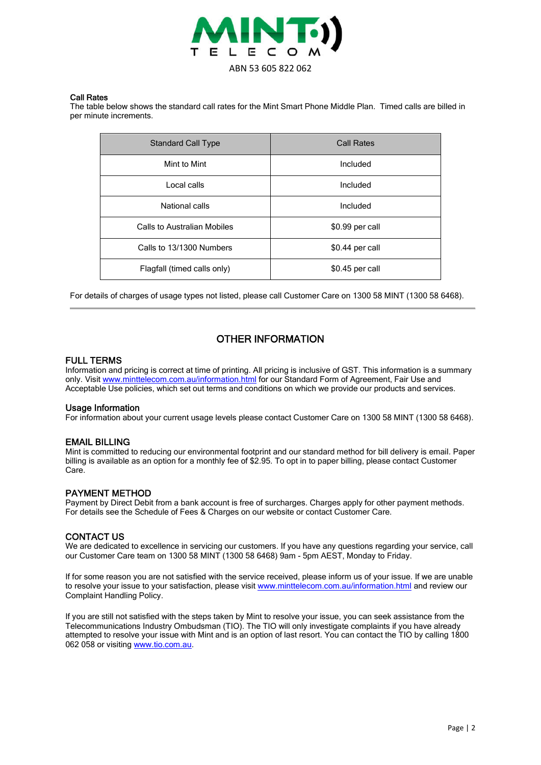MINT TELECOM

ABN 53 605 822 062

**Call Rates**
The table below shows the standard call rates for the Mint Smart Phone Middle Plan. Timed calls are billed in per minute increments.

| Standard Call Type | Call Rates |
| --- | --- |
| Mint to Mint | Included |
| Local calls | Included |
| National calls | Included |
| Calls to Australian Mobiles | $0.99 per call |
| Calls to 13/1300 Numbers | $0.44 per call |
| Flagfall (timed calls only) | $0.45 per call |

For details of charges of usage types not listed, please call Customer Care on 1300 58 MINT (1300 58 6468).

## OTHER INFORMATION

### FULL TERMS
Information and pricing is correct at time of printing. All pricing is inclusive of GST. This information is a summary only. Visit www.minttelecom.com.au/information.html for our Standard Form of Agreement, Fair Use and Acceptable Use policies, which set out terms and conditions on which we provide our products and services.

### Usage Information
For information about your current usage levels please contact Customer Care on 1300 58 MINT (1300 58 6468).

### EMAIL BILLING
Mint is committed to reducing our environmental footprint and our standard method for bill delivery is email. Paper billing is available as an option for a monthly fee of $2.95. To opt in to paper billing, please contact Customer Care.

### PAYMENT METHOD
Payment by Direct Debit from a bank account is free of surcharges. Charges apply for other payment methods. For details see the Schedule of Fees & Charges on our website or contact Customer Care.

### CONTACT US
We are dedicated to excellence in servicing our customers. If you have any questions regarding your service, call our Customer Care team on 1300 58 MINT (1300 58 6468) 9am - 5pm AEST, Monday to Friday.

If for some reason you are not satisfied with the service received, please inform us of your issue. If we are unable to resolve your issue to your satisfaction, please visit www.minttelecom.com.au/information.html and review our Complaint Handling Policy.

If you are still not satisfied with the steps taken by Mint to resolve your issue, you can seek assistance from the Telecommunications Industry Ombudsman (TIO). The TIO will only investigate complaints if you have already attempted to resolve your issue with Mint and is an option of last resort. You can contact the TIO by calling 1800 062 058 or visiting www.tio.com.au.